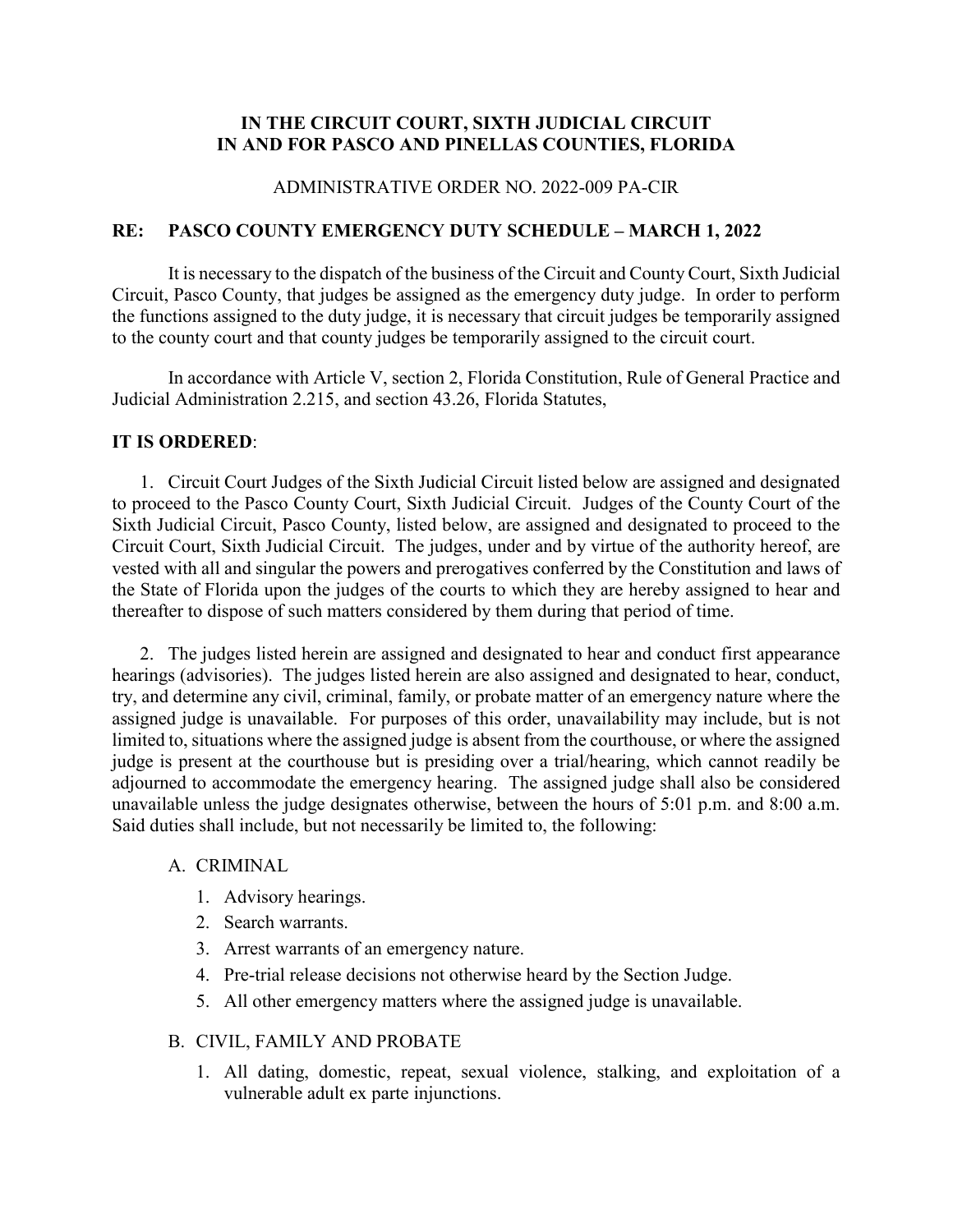**IN THE CIRCUIT COURT, SIXTH JUDICIAL CIRCUIT**
**IN AND FOR PASCO AND PINELLAS COUNTIES, FLORIDA**

ADMINISTRATIVE ORDER NO. 2022-009 PA-CIR

**RE: PASCO COUNTY EMERGENCY DUTY SCHEDULE – MARCH 1, 2022**

It is necessary to the dispatch of the business of the Circuit and County Court, Sixth Judicial Circuit, Pasco County, that judges be assigned as the emergency duty judge. In order to perform the functions assigned to the duty judge, it is necessary that circuit judges be temporarily assigned to the county court and that county judges be temporarily assigned to the circuit court.

In accordance with Article V, section 2, Florida Constitution, Rule of General Practice and Judicial Administration 2.215, and section 43.26, Florida Statutes,

**IT IS ORDERED**:

1. Circuit Court Judges of the Sixth Judicial Circuit listed below are assigned and designated to proceed to the Pasco County Court, Sixth Judicial Circuit. Judges of the County Court of the Sixth Judicial Circuit, Pasco County, listed below, are assigned and designated to proceed to the Circuit Court, Sixth Judicial Circuit. The judges, under and by virtue of the authority hereof, are vested with all and singular the powers and prerogatives conferred by the Constitution and laws of the State of Florida upon the judges of the courts to which they are hereby assigned to hear and thereafter to dispose of such matters considered by them during that period of time.

2. The judges listed herein are assigned and designated to hear and conduct first appearance hearings (advisories). The judges listed herein are also assigned and designated to hear, conduct, try, and determine any civil, criminal, family, or probate matter of an emergency nature where the assigned judge is unavailable. For purposes of this order, unavailability may include, but is not limited to, situations where the assigned judge is absent from the courthouse, or where the assigned judge is present at the courthouse but is presiding over a trial/hearing, which cannot readily be adjourned to accommodate the emergency hearing. The assigned judge shall also be considered unavailable unless the judge designates otherwise, between the hours of 5:01 p.m. and 8:00 a.m. Said duties shall include, but not necessarily be limited to, the following:

   A. CRIMINAL

      1. Advisory hearings.
      2. Search warrants.
      3. Arrest warrants of an emergency nature.
      4. Pre-trial release decisions not otherwise heard by the Section Judge.
      5. All other emergency matters where the assigned judge is unavailable.

   B. CIVIL, FAMILY AND PROBATE

      1. All dating, domestic, repeat, sexual violence, stalking, and exploitation of a vulnerable adult ex parte injunctions.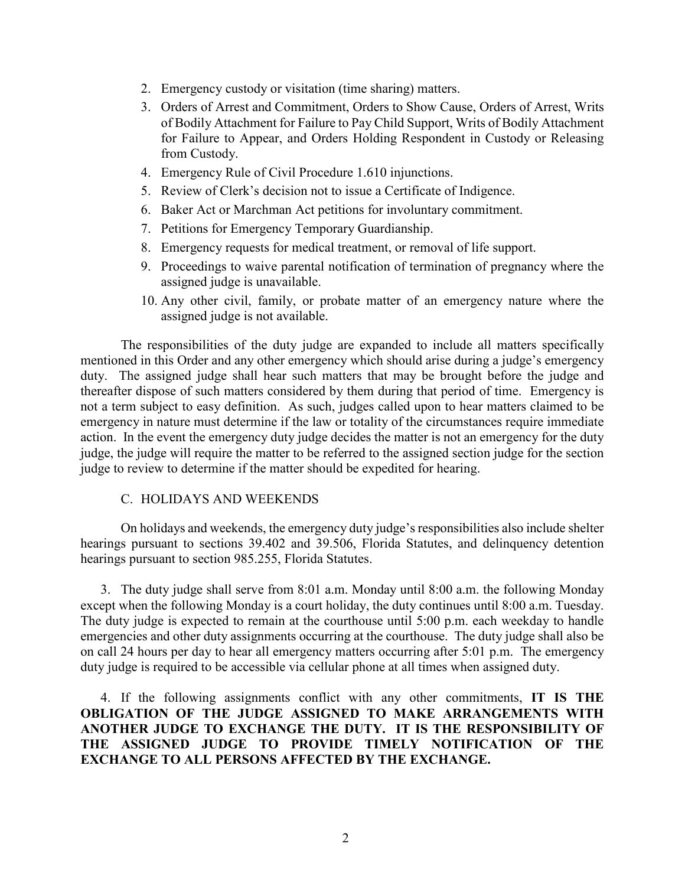2. Emergency custody or visitation (time sharing) matters.
3. Orders of Arrest and Commitment, Orders to Show Cause, Orders of Arrest, Writs of Bodily Attachment for Failure to Pay Child Support, Writs of Bodily Attachment for Failure to Appear, and Orders Holding Respondent in Custody or Releasing from Custody.
4. Emergency Rule of Civil Procedure 1.610 injunctions.
5. Review of Clerk's decision not to issue a Certificate of Indigence.
6. Baker Act or Marchman Act petitions for involuntary commitment.
7. Petitions for Emergency Temporary Guardianship.
8. Emergency requests for medical treatment, or removal of life support.
9. Proceedings to waive parental notification of termination of pregnancy where the assigned judge is unavailable.
10. Any other civil, family, or probate matter of an emergency nature where the assigned judge is not available.

The responsibilities of the duty judge are expanded to include all matters specifically mentioned in this Order and any other emergency which should arise during a judge's emergency duty. The assigned judge shall hear such matters that may be brought before the judge and thereafter dispose of such matters considered by them during that period of time. Emergency is not a term subject to easy definition. As such, judges called upon to hear matters claimed to be emergency in nature must determine if the law or totality of the circumstances require immediate action. In the event the emergency duty judge decides the matter is not an emergency for the duty judge, the judge will require the matter to be referred to the assigned section judge for the section judge to review to determine if the matter should be expedited for hearing.

C. HOLIDAYS AND WEEKENDS

On holidays and weekends, the emergency duty judge's responsibilities also include shelter hearings pursuant to sections 39.402 and 39.506, Florida Statutes, and delinquency detention hearings pursuant to section 985.255, Florida Statutes.

3. The duty judge shall serve from 8:01 a.m. Monday until 8:00 a.m. the following Monday except when the following Monday is a court holiday, the duty continues until 8:00 a.m. Tuesday. The duty judge is expected to remain at the courthouse until 5:00 p.m. each weekday to handle emergencies and other duty assignments occurring at the courthouse. The duty judge shall also be on call 24 hours per day to hear all emergency matters occurring after 5:01 p.m. The emergency duty judge is required to be accessible via cellular phone at all times when assigned duty.

4. If the following assignments conflict with any other commitments, **IT IS THE OBLIGATION OF THE JUDGE ASSIGNED TO MAKE ARRANGEMENTS WITH ANOTHER JUDGE TO EXCHANGE THE DUTY. IT IS THE RESPONSIBILITY OF THE ASSIGNED JUDGE TO PROVIDE TIMELY NOTIFICATION OF THE EXCHANGE TO ALL PERSONS AFFECTED BY THE EXCHANGE.**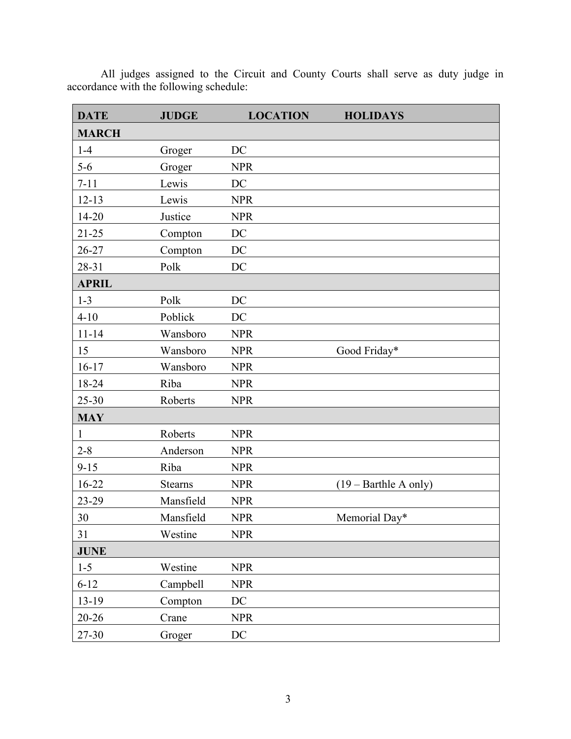All judges assigned to the Circuit and County Courts shall serve as duty judge in accordance with the following schedule:

| DATE | JUDGE | LOCATION | HOLIDAYS |
|---|---|---|---|
| **MARCH** | | | |
| 1-4 | Groger | DC | |
| 5-6 | Groger | NPR | |
| 7-11 | Lewis | DC | |
| 12-13 | Lewis | NPR | |
| 14-20 | Justice | NPR | |
| 21-25 | Compton | DC | |
| 26-27 | Compton | DC | |
| 28-31 | Polk | DC | |
| **APRIL** | | | |
| 1-3 | Polk | DC | |
| 4-10 | Poblick | DC | |
| 11-14 | Wansboro | NPR | |
| 15 | Wansboro | NPR | Good Friday* |
| 16-17 | Wansboro | NPR | |
| 18-24 | Riba | NPR | |
| 25-30 | Roberts | NPR | |
| **MAY** | | | |
| 1 | Roberts | NPR | |
| 2-8 | Anderson | NPR | |
| 9-15 | Riba | NPR | |
| 16-22 | Stearns | NPR | (19 – Barthle A only) |
| 23-29 | Mansfield | NPR | |
| 30 | Mansfield | NPR | Memorial Day* |
| 31 | Westine | NPR | |
| **JUNE** | | | |
| 1-5 | Westine | NPR | |
| 6-12 | Campbell | NPR | |
| 13-19 | Compton | DC | |
| 20-26 | Crane | NPR | |
| 27-30 | Groger | DC | |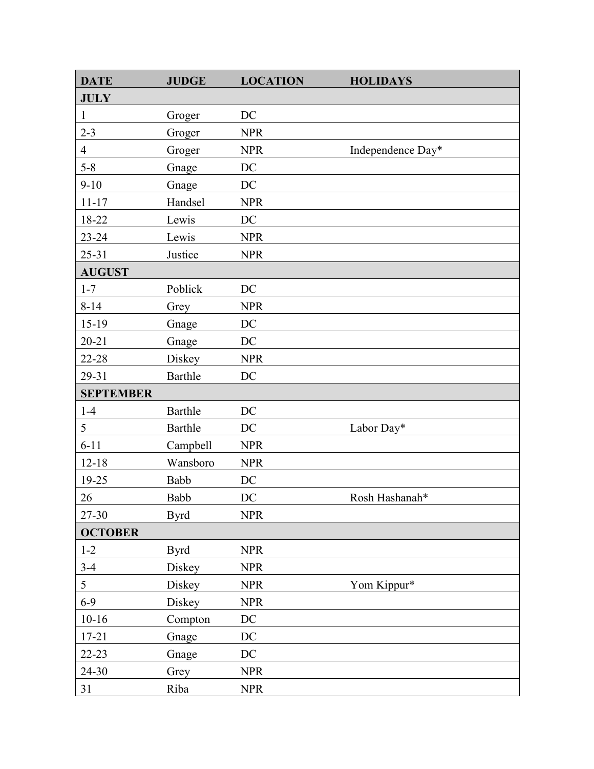| DATE | JUDGE | LOCATION | HOLIDAYS |
|---|---|---|---|
| **JULY** | | | |
| 1 | Groger | DC | |
| 2-3 | Groger | NPR | |
| 4 | Groger | NPR | Independence Day* |
| 5-8 | Gnage | DC | |
| 9-10 | Gnage | DC | |
| 11-17 | Handsel | NPR | |
| 18-22 | Lewis | DC | |
| 23-24 | Lewis | NPR | |
| 25-31 | Justice | NPR | |
| **AUGUST** | | | |
| 1-7 | Poblick | DC | |
| 8-14 | Grey | NPR | |
| 15-19 | Gnage | DC | |
| 20-21 | Gnage | DC | |
| 22-28 | Diskey | NPR | |
| 29-31 | Barthle | DC | |
| **SEPTEMBER** | | | |
| 1-4 | Barthle | DC | |
| 5 | Barthle | DC | Labor Day* |
| 6-11 | Campbell | NPR | |
| 12-18 | Wansboro | NPR | |
| 19-25 | Babb | DC | |
| 26 | Babb | DC | Rosh Hashanah* |
| 27-30 | Byrd | NPR | |
| **OCTOBER** | | | |
| 1-2 | Byrd | NPR | |
| 3-4 | Diskey | NPR | |
| 5 | Diskey | NPR | Yom Kippur* |
| 6-9 | Diskey | NPR | |
| 10-16 | Compton | DC | |
| 17-21 | Gnage | DC | |
| 22-23 | Gnage | DC | |
| 24-30 | Grey | NPR | |
| 31 | Riba | NPR | |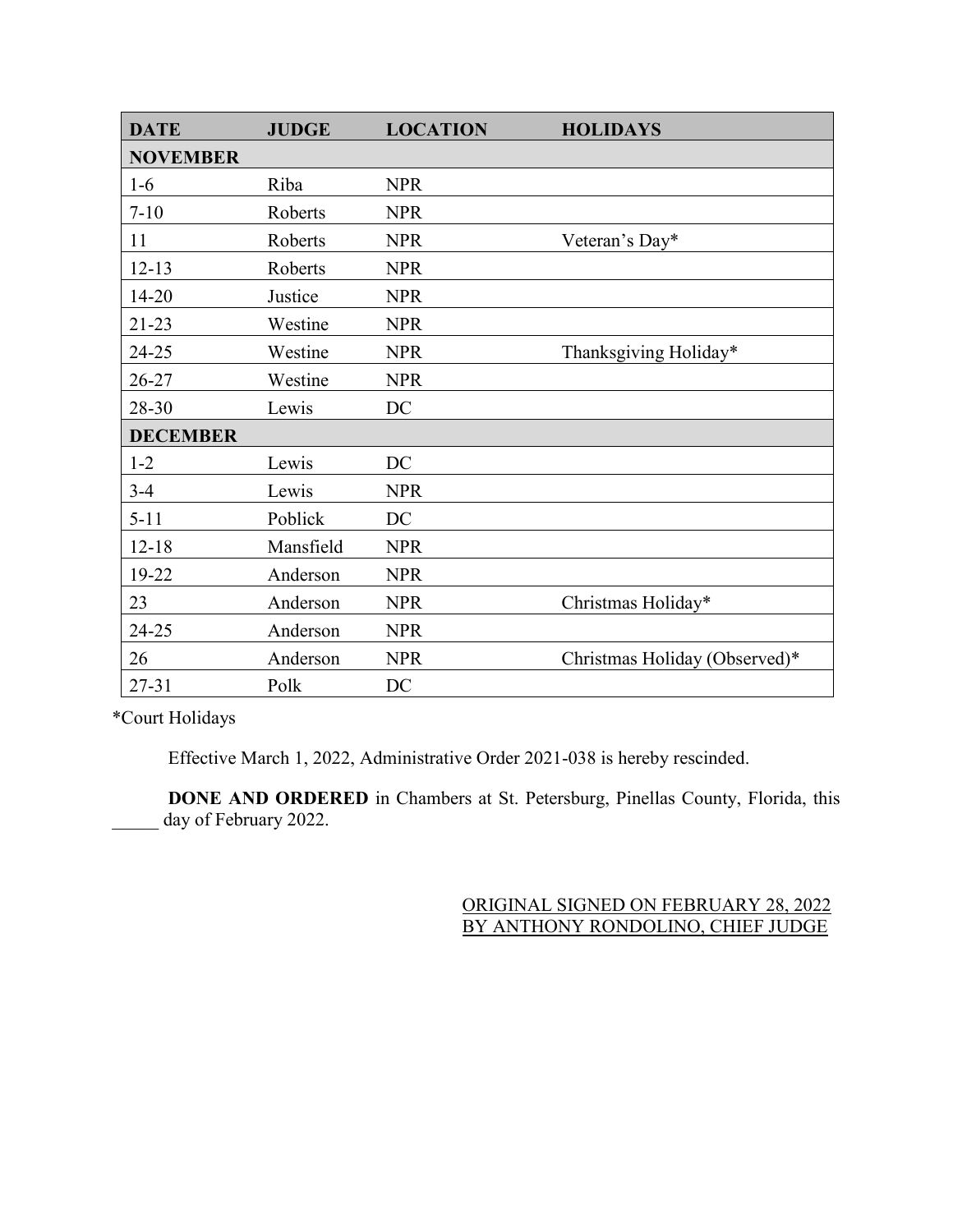| DATE | JUDGE | LOCATION | HOLIDAYS |
|---|---|---|---|
| **NOVEMBER** | | | |
| 1-6 | Riba | NPR | |
| 7-10 | Roberts | NPR | |
| 11 | Roberts | NPR | Veteran's Day* |
| 12-13 | Roberts | NPR | |
| 14-20 | Justice | NPR | |
| 21-23 | Westine | NPR | |
| 24-25 | Westine | NPR | Thanksgiving Holiday* |
| 26-27 | Westine | NPR | |
| 28-30 | Lewis | DC | |
| **DECEMBER** | | | |
| 1-2 | Lewis | DC | |
| 3-4 | Lewis | NPR | |
| 5-11 | Poblick | DC | |
| 12-18 | Mansfield | NPR | |
| 19-22 | Anderson | NPR | |
| 23 | Anderson | NPR | Christmas Holiday* |
| 24-25 | Anderson | NPR | |
| 26 | Anderson | NPR | Christmas Holiday (Observed)* |
| 27-31 | Polk | DC | |

*Court Holidays

Effective March 1, 2022, Administrative Order 2021-038 is hereby rescinded.

**DONE AND ORDERED** in Chambers at St. Petersburg, Pinellas County, Florida, this _____ day of February 2022.

ORIGINAL SIGNED ON FEBRUARY 28, 2022
BY ANTHONY RONDOLINO, CHIEF JUDGE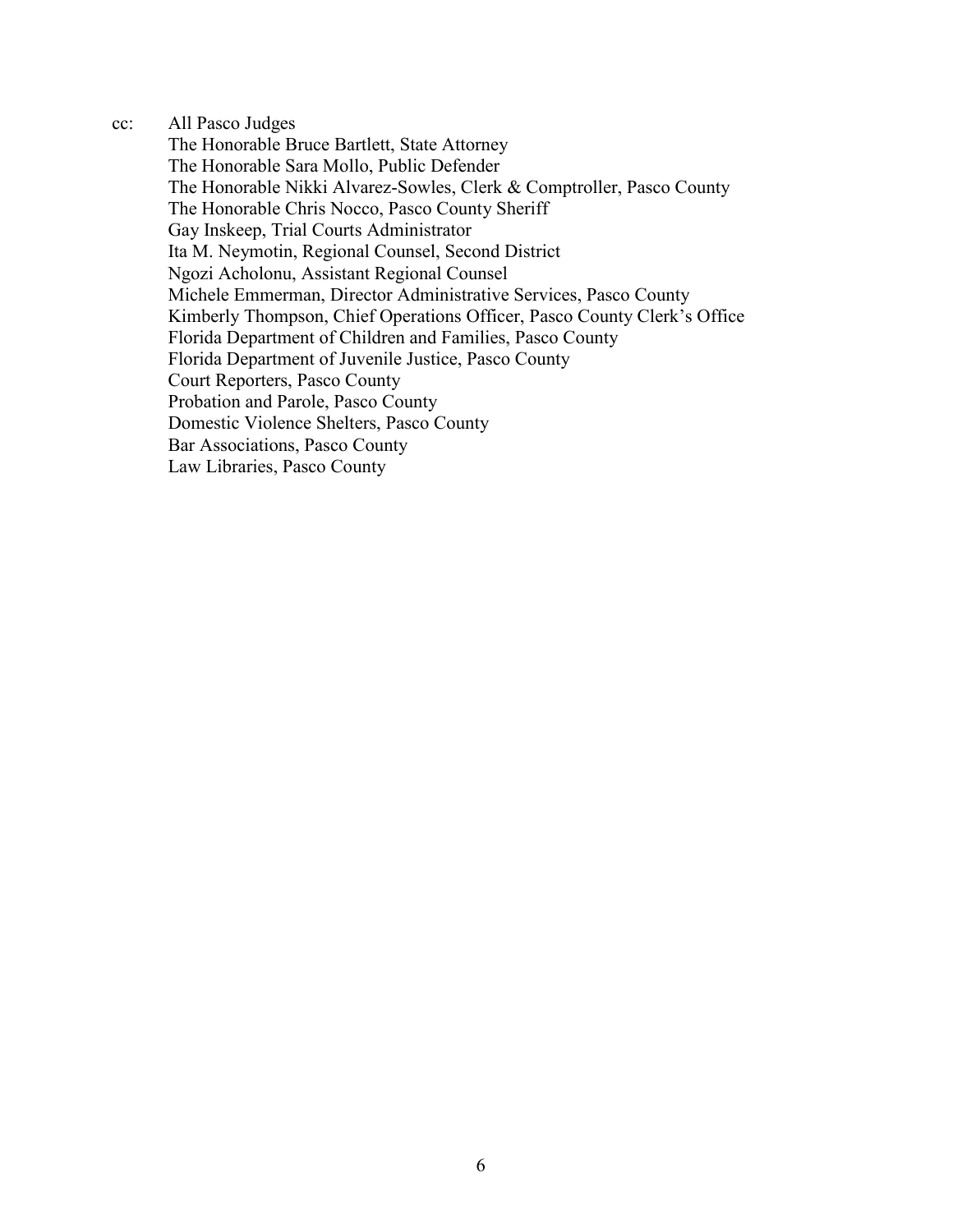cc: All Pasco Judges
The Honorable Bruce Bartlett, State Attorney
The Honorable Sara Mollo, Public Defender
The Honorable Nikki Alvarez-Sowles, Clerk & Comptroller, Pasco County
The Honorable Chris Nocco, Pasco County Sheriff
Gay Inskeep, Trial Courts Administrator
Ita M. Neymotin, Regional Counsel, Second District
Ngozi Acholonu, Assistant Regional Counsel
Michele Emmerman, Director Administrative Services, Pasco County
Kimberly Thompson, Chief Operations Officer, Pasco County Clerk's Office
Florida Department of Children and Families, Pasco County
Florida Department of Juvenile Justice, Pasco County
Court Reporters, Pasco County
Probation and Parole, Pasco County
Domestic Violence Shelters, Pasco County
Bar Associations, Pasco County
Law Libraries, Pasco County